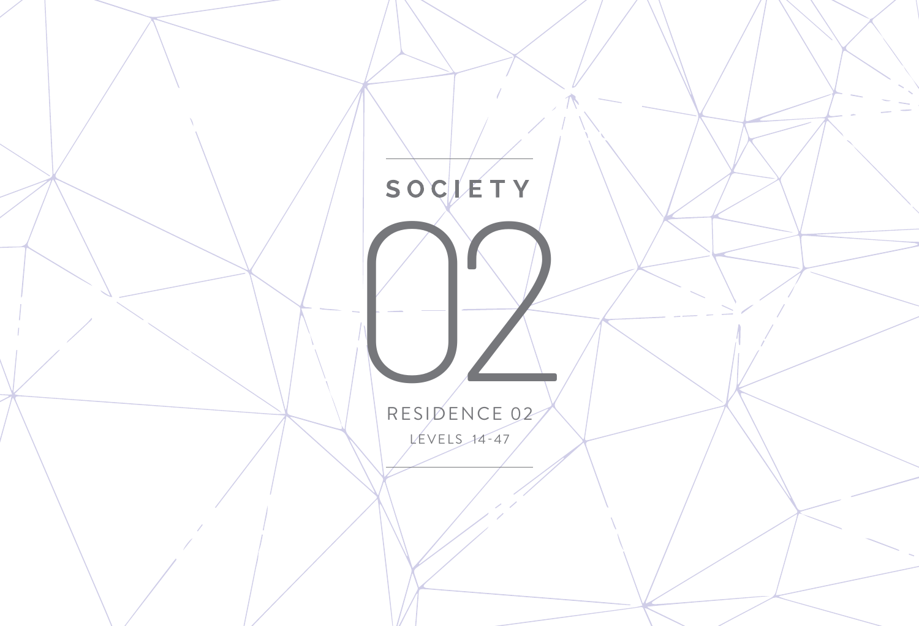# SOCIETY

# 02

## RESIDENCE 02

LEVELS 14-47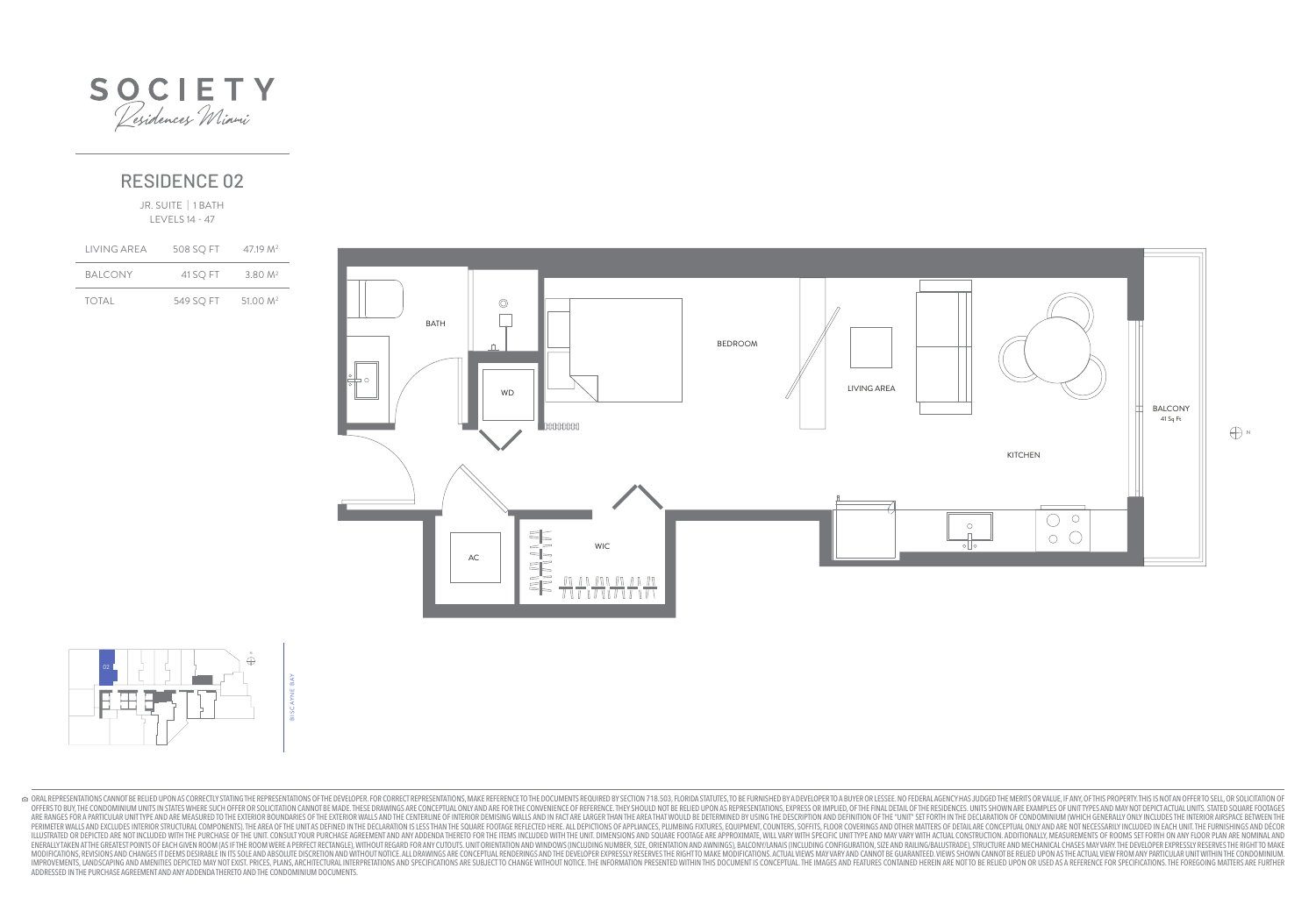SOCIETY

Residences Miami

## RESIDENCE 02

JR. SUITE | 1 BATH
LEVELS 14 - 47

| | | |
|---|---|---|
| LIVING AREA | 508 SQ FT | 47.19 $M^2$ |
| BALCONY | 41 SQ FT | 3.80 $M^2$ |
| TOTAL | 549 SQ FT | 51.00 $M^2$ |

BATH

WD

AC

WIC

BEDROOM

LIVING AREA

KITCHEN

BALCONY
41 Sq Ft

N

02

BISCAYNE BAY

ORAL REPRESENTATIONS CANNOT BE RELIED UPON AS CORRECTLY STATING THE REPRESENTATIONS OF THE DEVELOPER. FOR CORRECT REPRESENTATIONS, MAKE REFERENCE TO THE DOCUMENTS REQUIRED BY SECTION 718.503, FLORIDA STATUTES, TO BE FURNISHED BY A DEVELOPER TO A BUYER OR LESSEE. NO FEDERAL AGENCY HAS JUDGED THE MERITS OR VALUE, IF ANY, OF THIS PROPERTY. THIS IS NOT AN OFFER TO SELL, OR SOLICITATION OF OFFERS TO BUY, THE CONDOMINIUM UNITS IN STATES WHERE SUCH OFFER OR SOLICITATION CANNOT BE MADE. THESE DRAWINGS ARE CONCEPTUAL ONLY AND ARE FOR THE CONVENIENCE OF REFERENCE. THEY SHOULD NOT BE RELIED UPON AS REPRESENTATIONS, EXPRESS OR IMPLIED, OF THE FINAL DETAIL OF THE RESIDENCES. UNITS SHOWN ARE EXAMPLES OF UNIT TYPES AND MAY NOT DEPICT ACTUAL UNITS. STATED SQUARE FOOTAGES ARE RANGES FOR A PARTICULAR UNIT TYPE AND ARE MEASURED TO THE EXTERIOR BOUNDARIES OF THE EXTERIOR WALLS AND THE CENTERLINE OF INTERIOR DEMISING WALLS AND IN FACT ARE LARGER THAN THE AREA THAT WOULD BE DETERMINED BY USING THE DESCRIPTION AND DEFINITION OF THE "UNIT" SET FORTH IN THE DECLARATION OF CONDOMINIUM (WHICH GENERALLY ONLY INCLUDES THE INTERIOR AIRSPACE BETWEEN THE PERIMETER WALLS AND EXCLUDES INTERIOR STRUCTURAL COMPONENTS). THE AREA OF THE UNIT AS DEFINED IN THE DECLARATION IS LESS THAN THE SQUARE FOOTAGE REFLECTED HERE. ALL DEPICTIONS OF APPLIANCES, PLUMBING FIXTURES, EQUIPMENT, COUNTERS, SOFFITS, FLOOR COVERINGS AND OTHER MATTERS OF DETAIL ARE CONCEPTUAL ONLY AND ARE NOT NECESSARILY INCLUDED IN EACH UNIT. THE FURNISHINGS AND DÉCOR ILLUSTRATED OR DEPICTED ARE NOT INCLUDED WITH THE PURCHASE OF THE UNIT. CONSULT YOUR PURCHASE AGREEMENT AND ANY ADDENDA THERETO FOR THE ITEMS INCLUDED WITH THE UNIT. DIMENSIONS AND SQUARE FOOTAGE ARE APPROXIMATE, WILL VARY WITH SPECIFIC UNIT TYPE AND MAY VARY WITH ACTUAL CONSTRUCTION. ADDITIONALLY, MEASUREMENTS OF ROOMS SET FORTH ON ANY FLOOR PLAN ARE NOMINAL AND GENERALLY TAKEN AT THE GREATEST POINTS OF EACH GIVEN ROOM (AS IF THE ROOM WERE A PERFECT RECTANGLE), WITHOUT REGARD FOR ANY CUTOUTS. UNIT ORIENTATION AND WINDOWS (INCLUDING NUMBER, SIZE, ORIENTATION AND AWNINGS), BALCONY/LANAIS (INCLUDING CONFIGURATION, SIZE AND RAILING/BALUSTRADE), STRUCTURE AND MECHANICAL CHASES MAY VARY. THE DEVELOPER EXPRESSLY RESERVES THE RIGHT TO MAKE MODIFICATIONS, REVISIONS AND CHANGES IT DEEMS DESIRABLE IN ITS SOLE AND ABSOLUTE DISCRETION AND WITHOUT NOTICE. ALL DRAWINGS ARE CONCEPTUAL RENDERINGS AND THE DEVELOPER EXPRESSLY RESERVES THE RIGHT TO MAKE MODIFICATIONS. ACTUAL VIEWS MAY VARY AND CANNOT BE GUARANTEED. VIEWS SHOWN CANNOT BE RELIED UPON AS THE ACTUAL VIEW FROM ANY PARTICULAR UNIT WITHIN THE CONDOMINIUM. IMPROVEMENTS, LANDSCAPING AND AMENITIES DEPICTED MAY NOT EXIST. PRICES, PLANS, ARCHITECTURAL INTERPRETATIONS AND SPECIFICATIONS ARE SUBJECT TO CHANGE WITHOUT NOTICE. THE INFORMATION PRESENTED WITHIN THIS DOCUMENT IS CONCEPTUAL. THE IMAGES AND FEATURES CONTAINED HEREIN ARE NOT TO BE RELIED UPON OR USED AS A REFERENCE FOR SPECIFICATIONS. THE FOREGOING MATTERS ARE FURTHER ADDRESSED IN THE PURCHASE AGREEMENT AND ANY ADDENDA THERETO AND THE CONDOMINIUM DOCUMENTS.